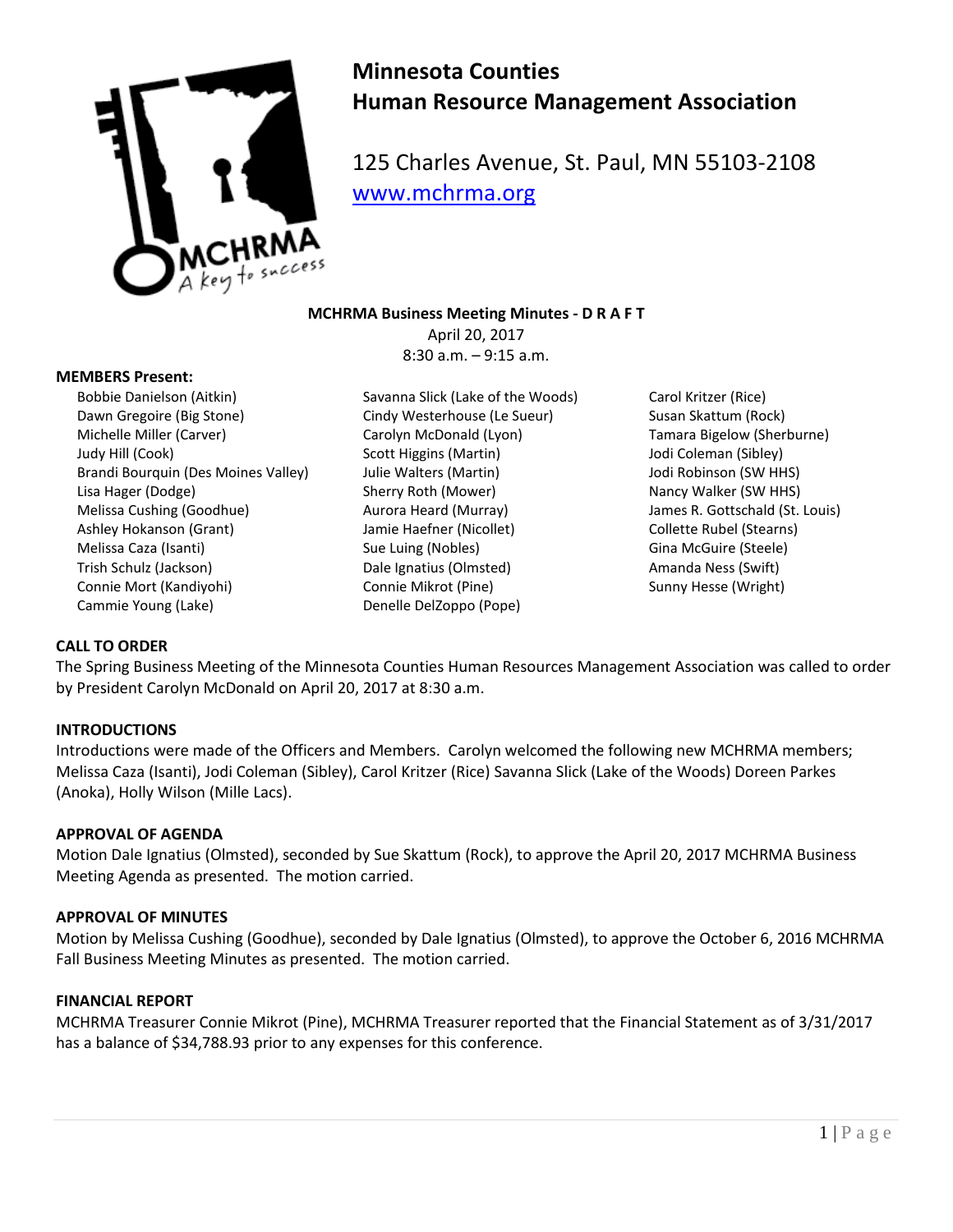# Minnesota Counties Human Resource Management Association

125 Charles Avenue, St. Paul, MN 55103-2108
www.mchrma.org

**MCHRMA Business Meeting Minutes - D R A F T**

April 20, 2017
8:30 a.m. – 9:15 a.m.

**MEMBERS Present:**

- Bobbie Danielson (Aitkin)
- Dawn Gregoire (Big Stone)
- Michelle Miller (Carver)
- Judy Hill (Cook)
- Brandi Bourquin (Des Moines Valley)
- Lisa Hager (Dodge)
- Melissa Cushing (Goodhue)
- Ashley Hokanson (Grant)
- Melissa Caza (Isanti)
- Trish Schulz (Jackson)
- Connie Mort (Kandiyohi)
- Cammie Young (Lake)
- Savanna Slick (Lake of the Woods)
- Cindy Westerhouse (Le Sueur)
- Carolyn McDonald (Lyon)
- Scott Higgins (Martin)
- Julie Walters (Martin)
- Sherry Roth (Mower)
- Aurora Heard (Murray)
- Jamie Haefner (Nicollet)
- Sue Luing (Nobles)
- Dale Ignatius (Olmsted)
- Connie Mikrot (Pine)
- Denelle DelZoppo (Pope)
- Carol Kritzer (Rice)
- Susan Skattum (Rock)
- Tamara Bigelow (Sherburne)
- Jodi Coleman (Sibley)
- Jodi Robinson (SW HHS)
- Nancy Walker (SW HHS)
- James R. Gottschald (St. Louis)
- Collette Rubel (Stearns)
- Gina McGuire (Steele)
- Amanda Ness (Swift)
- Sunny Hesse (Wright)

**CALL TO ORDER**

The Spring Business Meeting of the Minnesota Counties Human Resources Management Association was called to order by President Carolyn McDonald on April 20, 2017 at 8:30 a.m.

**INTRODUCTIONS**

Introductions were made of the Officers and Members. Carolyn welcomed the following new MCHRMA members; Melissa Caza (Isanti), Jodi Coleman (Sibley), Carol Kritzer (Rice) Savanna Slick (Lake of the Woods) Doreen Parkes (Anoka), Holly Wilson (Mille Lacs).

**APPROVAL OF AGENDA**

Motion Dale Ignatius (Olmsted), seconded by Sue Skattum (Rock), to approve the April 20, 2017 MCHRMA Business Meeting Agenda as presented. The motion carried.

**APPROVAL OF MINUTES**

Motion by Melissa Cushing (Goodhue), seconded by Dale Ignatius (Olmsted), to approve the October 6, 2016 MCHRMA Fall Business Meeting Minutes as presented. The motion carried.

**FINANCIAL REPORT**

MCHRMA Treasurer Connie Mikrot (Pine), MCHRMA Treasurer reported that the Financial Statement as of 3/31/2017 has a balance of $34,788.93 prior to any expenses for this conference.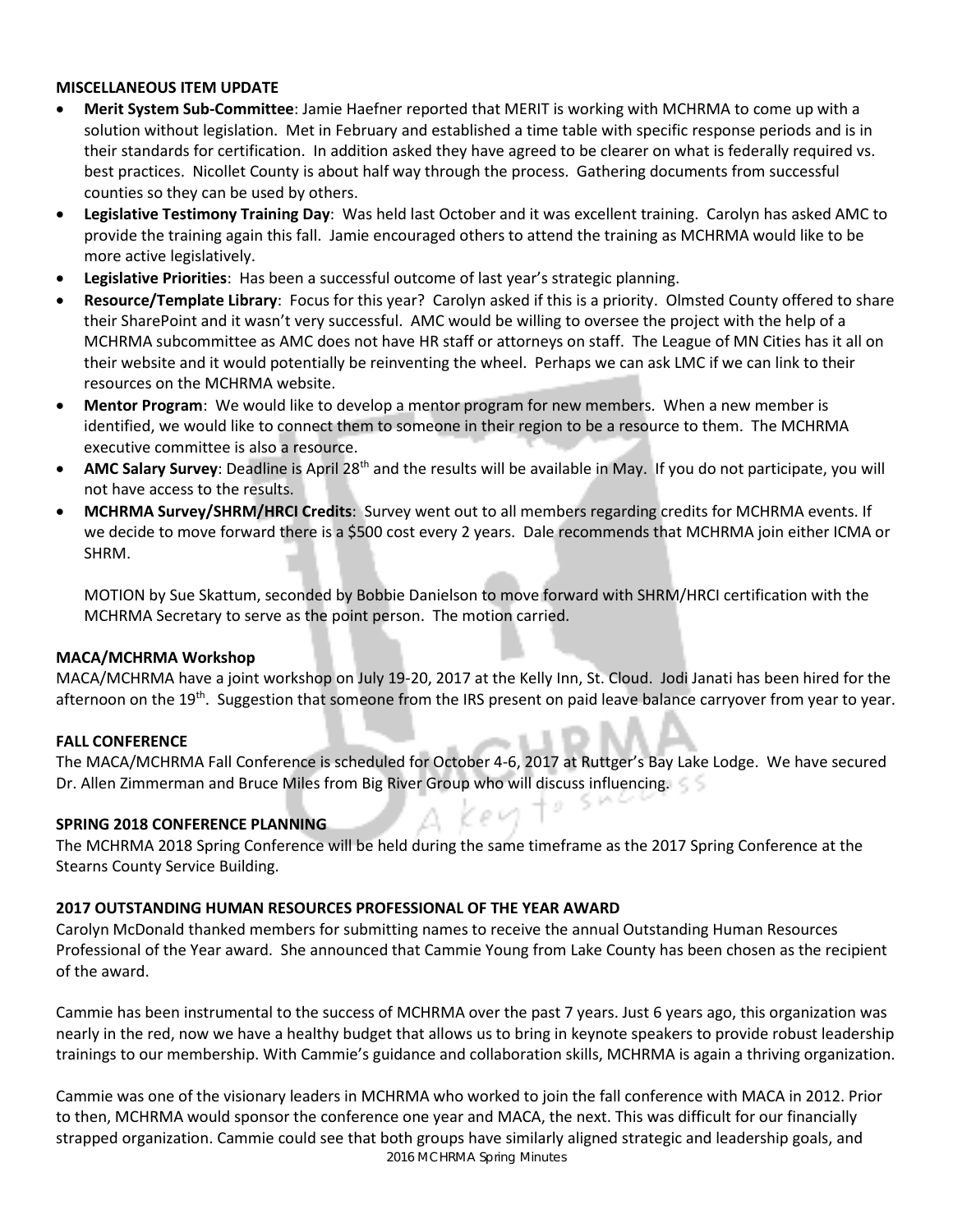**MISCELLANEOUS ITEM UPDATE**

- **Merit System Sub-Committee**: Jamie Haefner reported that MERIT is working with MCHRMA to come up with a solution without legislation. Met in February and established a time table with specific response periods and is in their standards for certification. In addition asked they have agreed to be clearer on what is federally required vs. best practices. Nicollet County is about half way through the process. Gathering documents from successful counties so they can be used by others.
- **Legislative Testimony Training Day**: Was held last October and it was excellent training. Carolyn has asked AMC to provide the training again this fall. Jamie encouraged others to attend the training as MCHRMA would like to be more active legislatively.
- **Legislative Priorities**: Has been a successful outcome of last year's strategic planning.
- **Resource/Template Library**: Focus for this year? Carolyn asked if this is a priority. Olmsted County offered to share their SharePoint and it wasn't very successful. AMC would be willing to oversee the project with the help of a MCHRMA subcommittee as AMC does not have HR staff or attorneys on staff. The League of MN Cities has it all on their website and it would potentially be reinventing the wheel. Perhaps we can ask LMC if we can link to their resources on the MCHRMA website.
- **Mentor Program**: We would like to develop a mentor program for new members. When a new member is identified, we would like to connect them to someone in their region to be a resource to them. The MCHRMA executive committee is also a resource.
- **AMC Salary Survey**: Deadline is April 28th and the results will be available in May. If you do not participate, you will not have access to the results.
- **MCHRMA Survey/SHRM/HRCI Credits**: Survey went out to all members regarding credits for MCHRMA events. If we decide to move forward there is a $500 cost every 2 years. Dale recommends that MCHRMA join either ICMA or SHRM.

  MOTION by Sue Skattum, seconded by Bobbie Danielson to move forward with SHRM/HRCI certification with the MCHRMA Secretary to serve as the point person. The motion carried.

**MACA/MCHRMA Workshop**

MACA/MCHRMA have a joint workshop on July 19-20, 2017 at the Kelly Inn, St. Cloud. Jodi Janati has been hired for the afternoon on the 19th. Suggestion that someone from the IRS present on paid leave balance carryover from year to year.

**FALL CONFERENCE**

The MACA/MCHRMA Fall Conference is scheduled for October 4-6, 2017 at Ruttger's Bay Lake Lodge. We have secured Dr. Allen Zimmerman and Bruce Miles from Big River Group who will discuss influencing.

**SPRING 2018 CONFERENCE PLANNING**

The MCHRMA 2018 Spring Conference will be held during the same timeframe as the 2017 Spring Conference at the Stearns County Service Building.

**2017 OUTSTANDING HUMAN RESOURCES PROFESSIONAL OF THE YEAR AWARD**

Carolyn McDonald thanked members for submitting names to receive the annual Outstanding Human Resources Professional of the Year award. She announced that Cammie Young from Lake County has been chosen as the recipient of the award.

Cammie has been instrumental to the success of MCHRMA over the past 7 years. Just 6 years ago, this organization was nearly in the red, now we have a healthy budget that allows us to bring in keynote speakers to provide robust leadership trainings to our membership. With Cammie's guidance and collaboration skills, MCHRMA is again a thriving organization.

Cammie was one of the visionary leaders in MCHRMA who worked to join the fall conference with MACA in 2012. Prior to then, MCHRMA would sponsor the conference one year and MACA, the next. This was difficult for our financially strapped organization. Cammie could see that both groups have similarly aligned strategic and leadership goals, and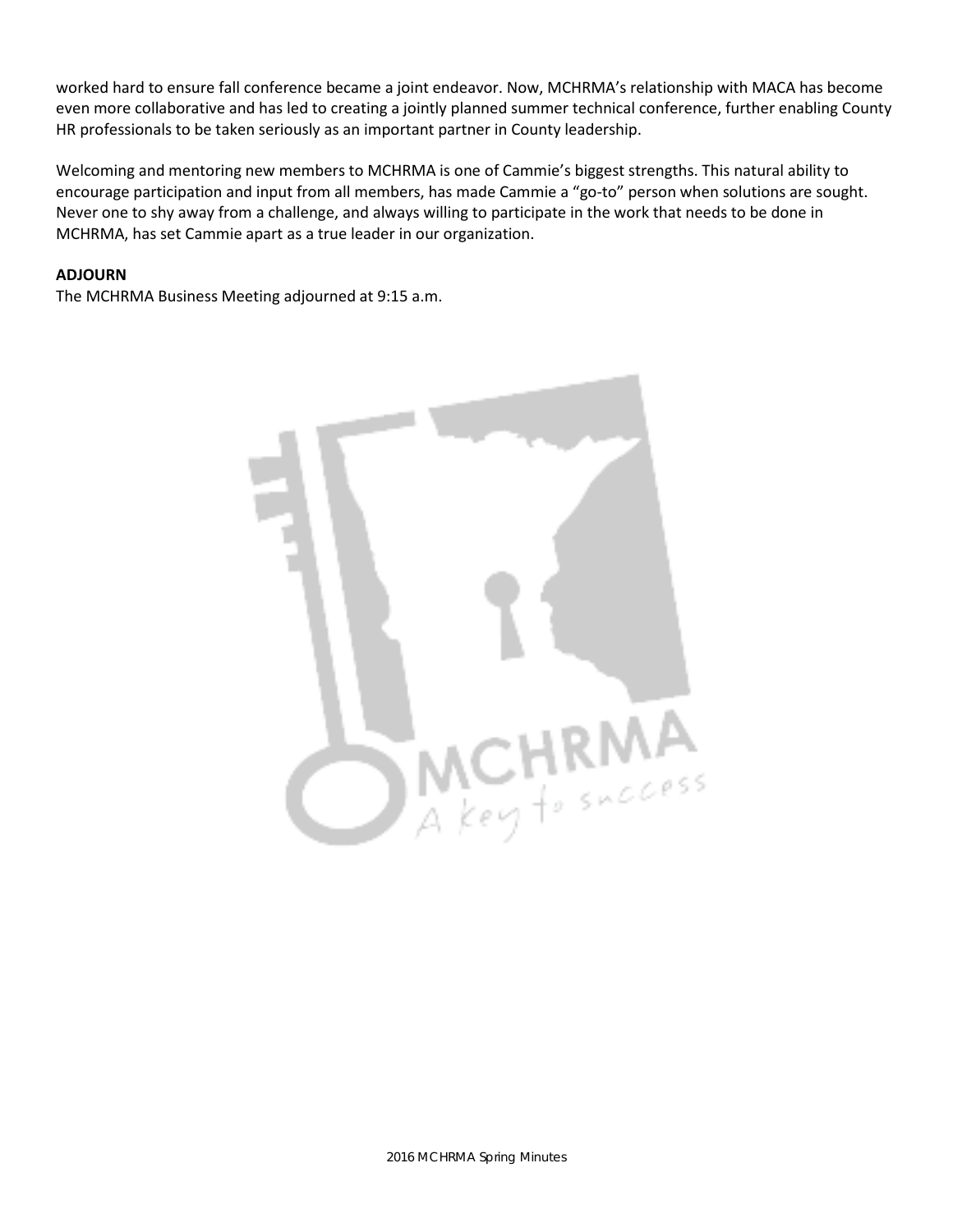worked hard to ensure fall conference became a joint endeavor. Now, MCHRMA's relationship with MACA has become even more collaborative and has led to creating a jointly planned summer technical conference, further enabling County HR professionals to be taken seriously as an important partner in County leadership.

Welcoming and mentoring new members to MCHRMA is one of Cammie's biggest strengths. This natural ability to encourage participation and input from all members, has made Cammie a "go-to" person when solutions are sought. Never one to shy away from a challenge, and always willing to participate in the work that needs to be done in MCHRMA, has set Cammie apart as a true leader in our organization.

**ADJOURN**

The MCHRMA Business Meeting adjourned at 9:15 a.m.